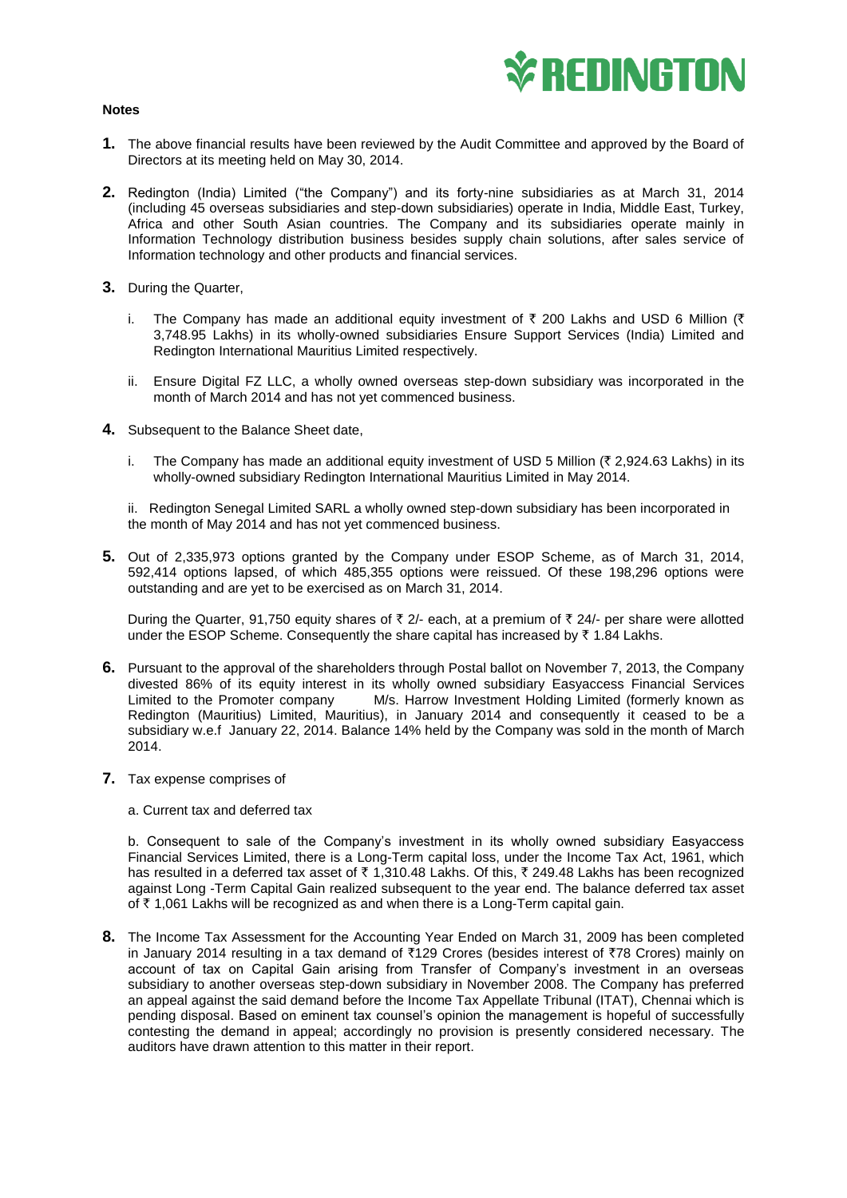**Notes**

1. The above financial results have been reviewed by the Audit Committee and approved by the Board of Directors at its meeting held on May 30, 2014.

2. Redington (India) Limited ("the Company") and its forty-nine subsidiaries as at March 31, 2014 (including 45 overseas subsidiaries and step-down subsidiaries) operate in India, Middle East, Turkey, Africa and other South Asian countries. The Company and its subsidiaries operate mainly in Information Technology distribution business besides supply chain solutions, after sales service of Information technology and other products and financial services.

3. During the Quarter,

   i. The Company has made an additional equity investment of ₹ 200 Lakhs and USD 6 Million (₹ 3,748.95 Lakhs) in its wholly-owned subsidiaries Ensure Support Services (India) Limited and Redington International Mauritius Limited respectively.

   ii. Ensure Digital FZ LLC, a wholly owned overseas step-down subsidiary was incorporated in the month of March 2014 and has not yet commenced business.

4. Subsequent to the Balance Sheet date,

   i. The Company has made an additional equity investment of USD 5 Million (₹ 2,924.63 Lakhs) in its wholly-owned subsidiary Redington International Mauritius Limited in May 2014.

   ii. Redington Senegal Limited SARL a wholly owned step-down subsidiary has been incorporated in the month of May 2014 and has not yet commenced business.

5. Out of 2,335,973 options granted by the Company under ESOP Scheme, as of March 31, 2014, 592,414 options lapsed, of which 485,355 options were reissued. Of these 198,296 options were outstanding and are yet to be exercised as on March 31, 2014.

   During the Quarter, 91,750 equity shares of ₹ 2/- each, at a premium of ₹ 24/- per share were allotted under the ESOP Scheme. Consequently the share capital has increased by ₹ 1.84 Lakhs.

6. Pursuant to the approval of the shareholders through Postal ballot on November 7, 2013, the Company divested 86% of its equity interest in its wholly owned subsidiary Easyaccess Financial Services Limited to the Promoter company M/s. Harrow Investment Holding Limited (formerly known as Redington (Mauritius) Limited, Mauritius), in January 2014 and consequently it ceased to be a subsidiary w.e.f January 22, 2014. Balance 14% held by the Company was sold in the month of March 2014.

7. Tax expense comprises of

   a. Current tax and deferred tax

   b. Consequent to sale of the Company's investment in its wholly owned subsidiary Easyaccess Financial Services Limited, there is a Long-Term capital loss, under the Income Tax Act, 1961, which has resulted in a deferred tax asset of ₹ 1,310.48 Lakhs. Of this, ₹ 249.48 Lakhs has been recognized against Long -Term Capital Gain realized subsequent to the year end. The balance deferred tax asset of ₹ 1,061 Lakhs will be recognized as and when there is a Long-Term capital gain.

8. The Income Tax Assessment for the Accounting Year Ended on March 31, 2009 has been completed in January 2014 resulting in a tax demand of ₹129 Crores (besides interest of ₹78 Crores) mainly on account of tax on Capital Gain arising from Transfer of Company's investment in an overseas subsidiary to another overseas step-down subsidiary in November 2008. The Company has preferred an appeal against the said demand before the Income Tax Appellate Tribunal (ITAT), Chennai which is pending disposal. Based on eminent tax counsel's opinion the management is hopeful of successfully contesting the demand in appeal; accordingly no provision is presently considered necessary. The auditors have drawn attention to this matter in their report.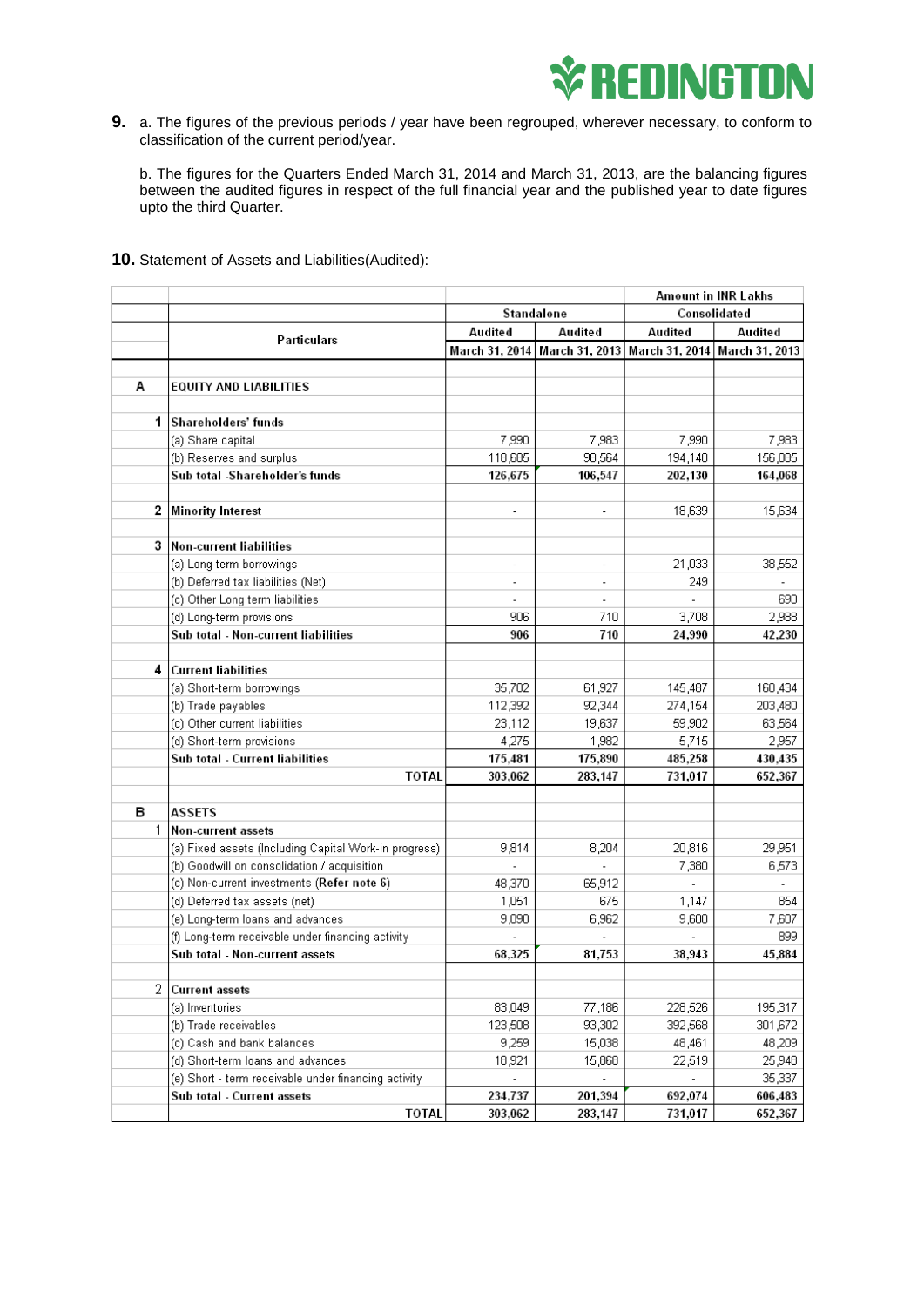**9.** a. The figures of the previous periods / year have been regrouped, wherever necessary, to conform to classification of the current period/year.

b. The figures for the Quarters Ended March 31, 2014 and March 31, 2013, are the balancing figures between the audited figures in respect of the full financial year and the published year to date figures upto the third Quarter.

**10.** Statement of Assets and Liabilities(Audited):

| | | | | Amount in INR Lakhs | |
|---|---|---|---|---|---|
| | | Standalone | | Consolidated | |
| | Particulars | Audited | Audited | Audited | Audited |
| | | March 31, 2014 | March 31, 2013 | March 31, 2014 | March 31, 2013 |
| **A** | **EQUITY AND LIABILITIES** | | | | |
| **1** | **Shareholders' funds** | | | | |
| | (a) Share capital | 7,990 | 7,983 | 7,990 | 7,983 |
| | (b) Reserves and surplus | 118,685 | 98,564 | 194,140 | 156,085 |
| | **Sub total -Shareholder's funds** | **126,675** | **106,547** | **202,130** | **164,068** |
| **2** | **Minority Interest** | - | - | 18,639 | 15,634 |
| **3** | **Non-current liabilities** | | | | |
| | (a) Long-term borrowings | - | - | 21,033 | 38,552 |
| | (b) Deferred tax liabilities (Net) | - | - | 249 | - |
| | (c) Other Long term liabilities | - | - | - | 690 |
| | (d) Long-term provisions | 906 | 710 | 3,708 | 2,988 |
| | **Sub total - Non-current liabilities** | **906** | **710** | **24,990** | **42,230** |
| **4** | **Current liabilities** | | | | |
| | (a) Short-term borrowings | 35,702 | 61,927 | 145,487 | 160,434 |
| | (b) Trade payables | 112,392 | 92,344 | 274,154 | 203,480 |
| | (c) Other current liabilities | 23,112 | 19,637 | 59,902 | 63,564 |
| | (d) Short-term provisions | 4,275 | 1,982 | 5,715 | 2,957 |
| | **Sub total - Current liabilities** | **175,481** | **175,890** | **485,258** | **430,435** |
| | **TOTAL** | **303,062** | **283,147** | **731,017** | **652,367** |
| **B** | **ASSETS** | | | | |
| 1 | **Non-current assets** | | | | |
| | (a) Fixed assets (Including Capital Work-in progress) | 9,814 | 8,204 | 20,816 | 29,951 |
| | (b) Goodwill on consolidation / acquisition | - | - | 7,380 | 6,573 |
| | (c) Non-current investments (**Refer note 6**) | 48,370 | 65,912 | - | - |
| | (d) Deferred tax assets (net) | 1,051 | 675 | 1,147 | 854 |
| | (e) Long-term loans and advances | 9,090 | 6,962 | 9,600 | 7,607 |
| | (f) Long-term receivable under financing activity | - | - | - | 899 |
| | **Sub total - Non-current assets** | **68,325** | **81,753** | **38,943** | **45,884** |
| 2 | **Current assets** | | | | |
| | (a) Inventories | 83,049 | 77,186 | 228,526 | 195,317 |
| | (b) Trade receivables | 123,508 | 93,302 | 392,568 | 301,672 |
| | (c) Cash and bank balances | 9,259 | 15,038 | 48,461 | 48,209 |
| | (d) Short-term loans and advances | 18,921 | 15,868 | 22,519 | 25,948 |
| | (e) Short - term receivable under financing activity | - | - | - | 35,337 |
| | **Sub total - Current assets** | **234,737** | **201,394** | **692,074** | **606,483** |
| | **TOTAL** | **303,062** | **283,147** | **731,017** | **652,367** |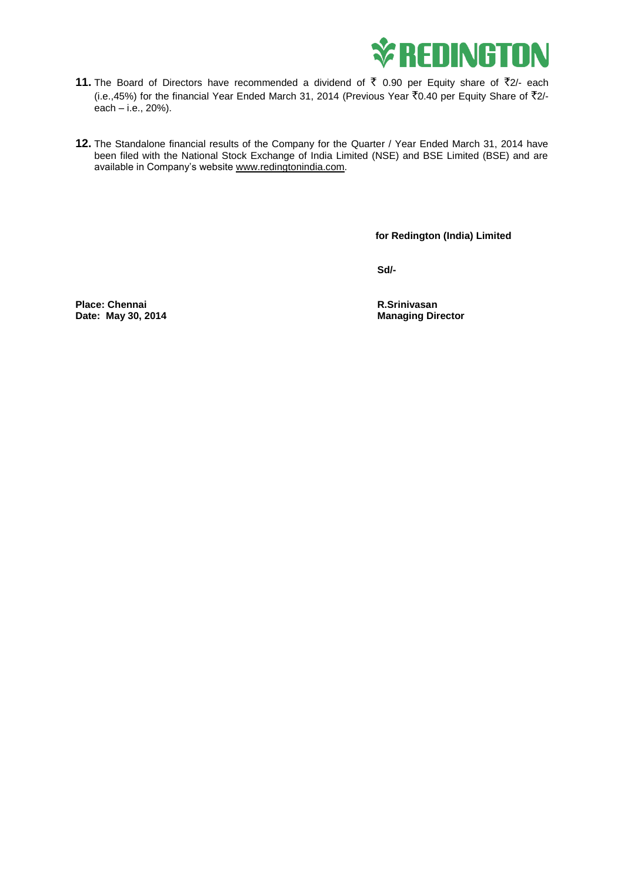11. The Board of Directors have recommended a dividend of ₹ 0.90 per Equity share of ₹2/- each (i.e.,45%) for the financial Year Ended March 31, 2014 (Previous Year ₹0.40 per Equity Share of ₹2/- each – i.e., 20%).

12. The Standalone financial results of the Company for the Quarter / Year Ended March 31, 2014 have been filed with the National Stock Exchange of India Limited (NSE) and BSE Limited (BSE) and are available in Company's website www.redingtonindia.com.

**for Redington (India) Limited**

**Sd/-**

**Place: Chennai**
**Date: May 30, 2014**

**R.Srinivasan**
**Managing Director**